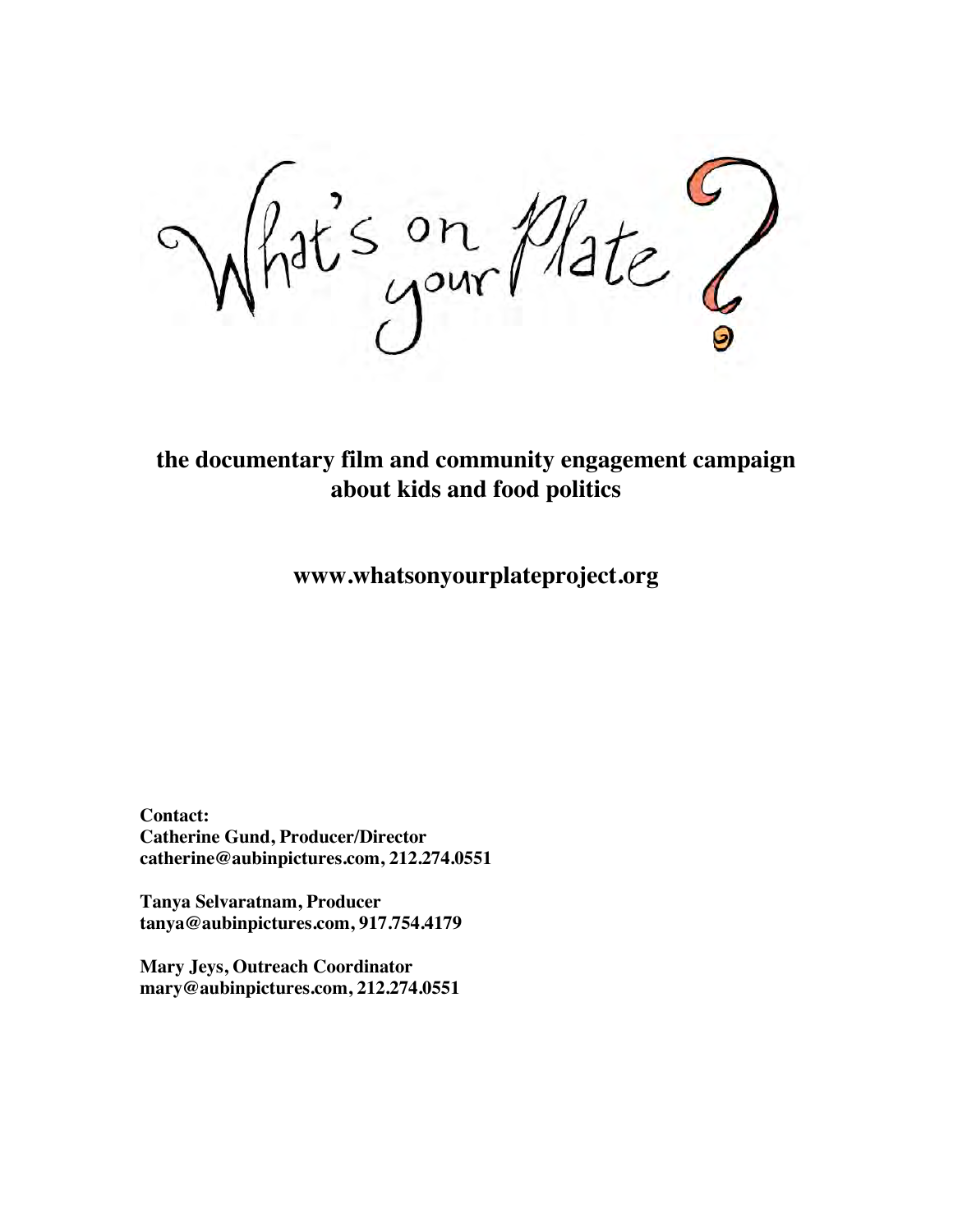# What's on your Plate?

**the documentary film and community engagement campaign about kids and food politics**

**www.whatsonyourplateproject.org**

**Contact:**
**Catherine Gund, Producer/Director**
**catherine@aubinpictures.com, 212.274.0551**

**Tanya Selvaratnam, Producer**
**tanya@aubinpictures.com, 917.754.4179**

**Mary Jeys, Outreach Coordinator**
**mary@aubinpictures.com, 212.274.0551**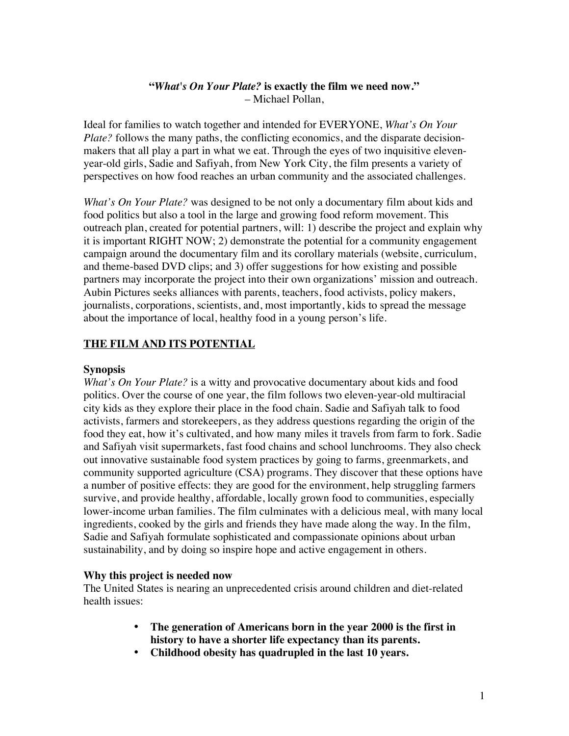**"*What's On Your Plate?* is exactly the film we need now."**
– Michael Pollan,

Ideal for families to watch together and intended for EVERYONE, *What's On Your Plate?* follows the many paths, the conflicting economics, and the disparate decision-makers that all play a part in what we eat. Through the eyes of two inquisitive eleven-year-old girls, Sadie and Safiyah, from New York City, the film presents a variety of perspectives on how food reaches an urban community and the associated challenges.

*What's On Your Plate?* was designed to be not only a documentary film about kids and food politics but also a tool in the large and growing food reform movement. This outreach plan, created for potential partners, will: 1) describe the project and explain why it is important RIGHT NOW; 2) demonstrate the potential for a community engagement campaign around the documentary film and its corollary materials (website, curriculum, and theme-based DVD clips; and 3) offer suggestions for how existing and possible partners may incorporate the project into their own organizations' mission and outreach. Aubin Pictures seeks alliances with parents, teachers, food activists, policy makers, journalists, corporations, scientists, and, most importantly, kids to spread the message about the importance of local, healthy food in a young person's life.

## THE FILM AND ITS POTENTIAL

### Synopsis

*What's On Your Plate?* is a witty and provocative documentary about kids and food politics. Over the course of one year, the film follows two eleven-year-old multiracial city kids as they explore their place in the food chain. Sadie and Safiyah talk to food activists, farmers and storekeepers, as they address questions regarding the origin of the food they eat, how it's cultivated, and how many miles it travels from farm to fork. Sadie and Safiyah visit supermarkets, fast food chains and school lunchrooms. They also check out innovative sustainable food system practices by going to farms, greenmarkets, and community supported agriculture (CSA) programs. They discover that these options have a number of positive effects: they are good for the environment, help struggling farmers survive, and provide healthy, affordable, locally grown food to communities, especially lower-income urban families. The film culminates with a delicious meal, with many local ingredients, cooked by the girls and friends they have made along the way. In the film, Sadie and Safiyah formulate sophisticated and compassionate opinions about urban sustainability, and by doing so inspire hope and active engagement in others.

### Why this project is needed now

The United States is nearing an unprecedented crisis around children and diet-related health issues:

- **The generation of Americans born in the year 2000 is the first in history to have a shorter life expectancy than its parents.**
- **Childhood obesity has quadrupled in the last 10 years.**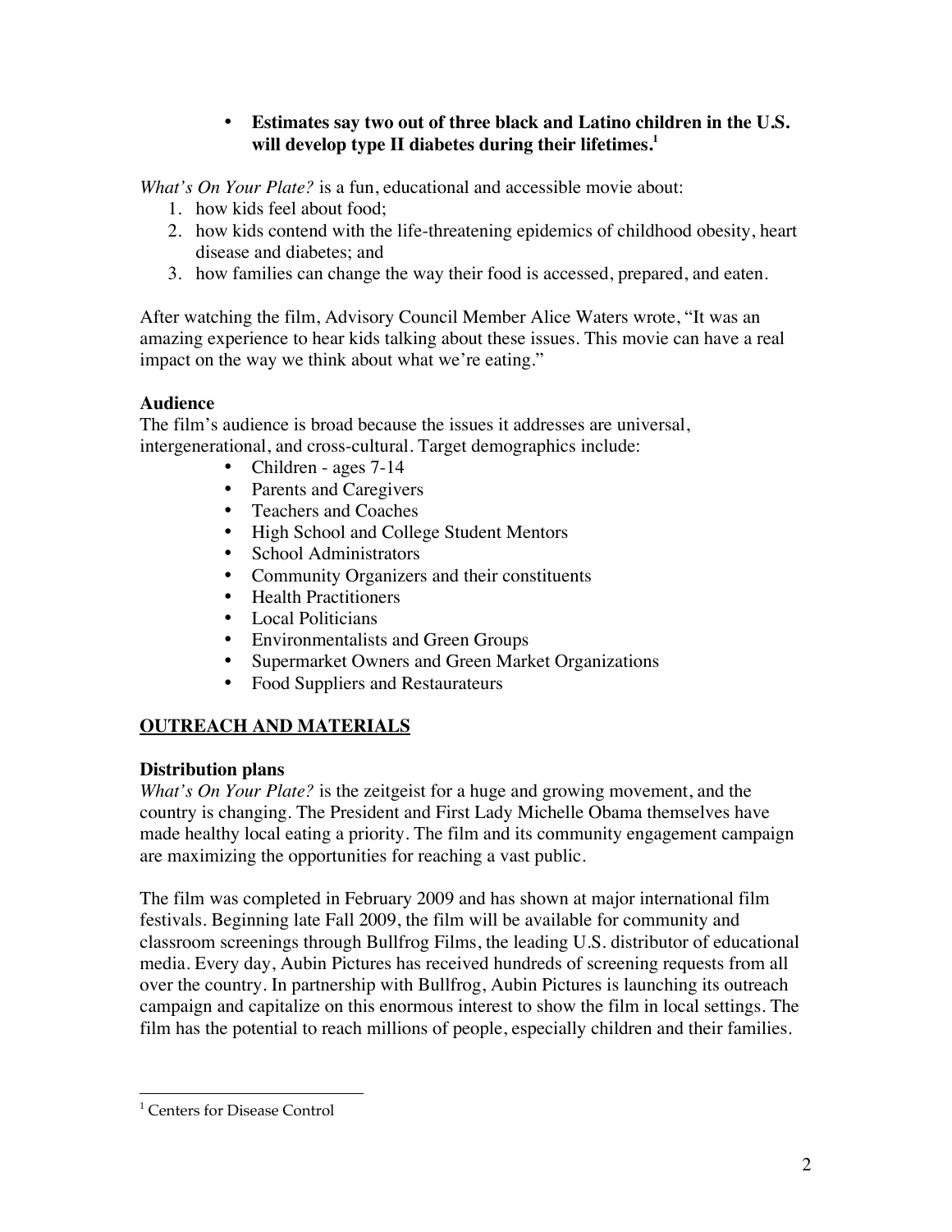- **Estimates say two out of three black and Latino children in the U.S. will develop type II diabetes during their lifetimes.**[1]

*What's On Your Plate?* is a fun, educational and accessible movie about:

1. how kids feel about food;
2. how kids contend with the life-threatening epidemics of childhood obesity, heart disease and diabetes; and
3. how families can change the way their food is accessed, prepared, and eaten.

After watching the film, Advisory Council Member Alice Waters wrote, "It was an amazing experience to hear kids talking about these issues. This movie can have a real impact on the way we think about what we're eating."

### Audience

The film's audience is broad because the issues it addresses are universal, intergenerational, and cross-cultural. Target demographics include:

- Children - ages 7-14
- Parents and Caregivers
- Teachers and Coaches
- High School and College Student Mentors
- School Administrators
- Community Organizers and their constituents
- Health Practitioners
- Local Politicians
- Environmentalists and Green Groups
- Supermarket Owners and Green Market Organizations
- Food Suppliers and Restaurateurs

## OUTREACH AND MATERIALS

### Distribution plans

*What's On Your Plate?* is the zeitgeist for a huge and growing movement, and the country is changing. The President and First Lady Michelle Obama themselves have made healthy local eating a priority. The film and its community engagement campaign are maximizing the opportunities for reaching a vast public.

The film was completed in February 2009 and has shown at major international film festivals. Beginning late Fall 2009, the film will be available for community and classroom screenings through Bullfrog Films, the leading U.S. distributor of educational media. Every day, Aubin Pictures has received hundreds of screening requests from all over the country. In partnership with Bullfrog, Aubin Pictures is launching its outreach campaign and capitalize on this enormous interest to show the film in local settings. The film has the potential to reach millions of people, especially children and their families.

---

[1] Centers for Disease Control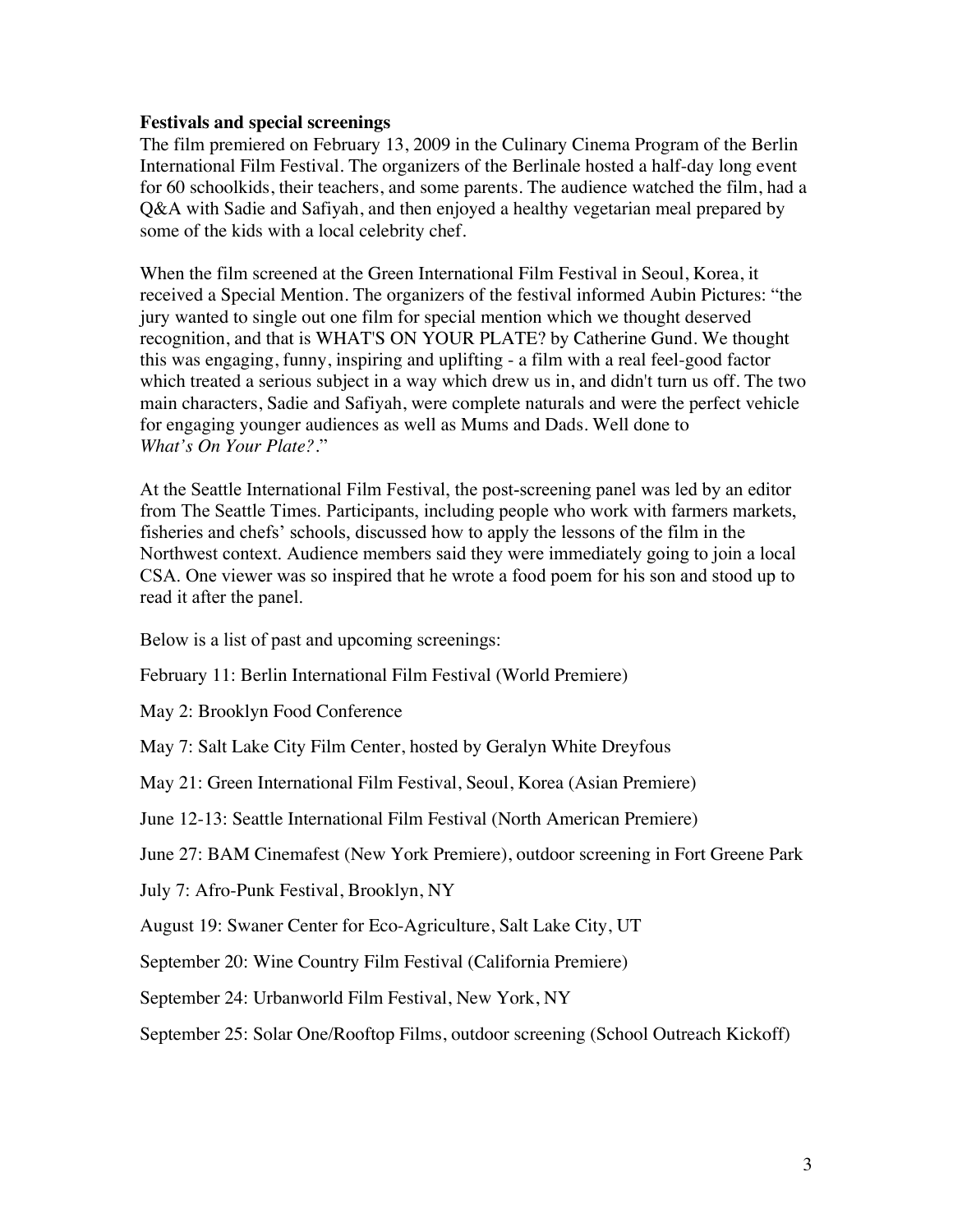**Festivals and special screenings**

The film premiered on February 13, 2009 in the Culinary Cinema Program of the Berlin International Film Festival. The organizers of the Berlinale hosted a half-day long event for 60 schoolkids, their teachers, and some parents. The audience watched the film, had a Q&A with Sadie and Safiyah, and then enjoyed a healthy vegetarian meal prepared by some of the kids with a local celebrity chef.

When the film screened at the Green International Film Festival in Seoul, Korea, it received a Special Mention. The organizers of the festival informed Aubin Pictures: "the jury wanted to single out one film for special mention which we thought deserved recognition, and that is WHAT'S ON YOUR PLATE? by Catherine Gund. We thought this was engaging, funny, inspiring and uplifting - a film with a real feel-good factor which treated a serious subject in a way which drew us in, and didn't turn us off. The two main characters, Sadie and Safiyah, were complete naturals and were the perfect vehicle for engaging younger audiences as well as Mums and Dads. Well done to *What's On Your Plate?*."

At the Seattle International Film Festival, the post-screening panel was led by an editor from The Seattle Times. Participants, including people who work with farmers markets, fisheries and chefs' schools, discussed how to apply the lessons of the film in the Northwest context. Audience members said they were immediately going to join a local CSA. One viewer was so inspired that he wrote a food poem for his son and stood up to read it after the panel.

Below is a list of past and upcoming screenings:

February 11: Berlin International Film Festival (World Premiere)

May 2: Brooklyn Food Conference

May 7: Salt Lake City Film Center, hosted by Geralyn White Dreyfous

May 21: Green International Film Festival, Seoul, Korea (Asian Premiere)

June 12-13: Seattle International Film Festival (North American Premiere)

June 27: BAM Cinemafest (New York Premiere), outdoor screening in Fort Greene Park

July 7: Afro-Punk Festival, Brooklyn, NY

August 19: Swaner Center for Eco-Agriculture, Salt Lake City, UT

September 20: Wine Country Film Festival (California Premiere)

September 24: Urbanworld Film Festival, New York, NY

September 25: Solar One/Rooftop Films, outdoor screening (School Outreach Kickoff)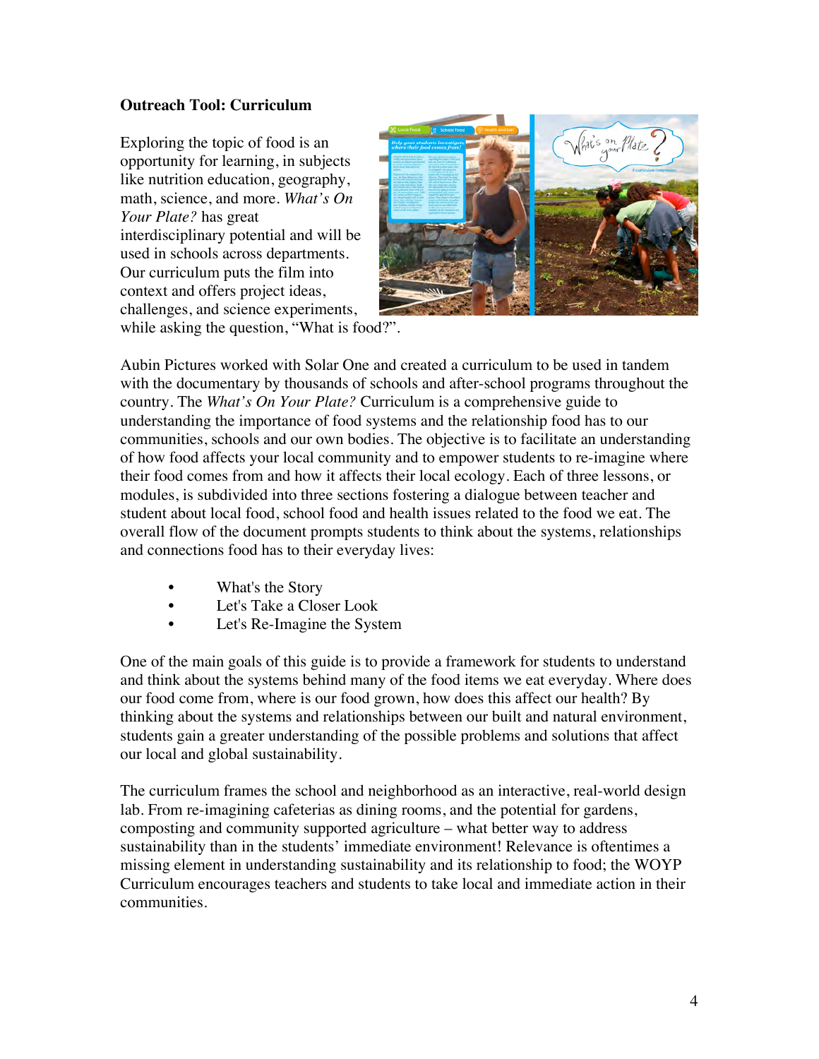**Outreach Tool: Curriculum**

Exploring the topic of food is an opportunity for learning, in subjects like nutrition education, geography, math, science, and more. *What's On Your Plate?* has great interdisciplinary potential and will be used in schools across departments. Our curriculum puts the film into context and offers project ideas, challenges, and science experiments, while asking the question, "What is food?".

Aubin Pictures worked with Solar One and created a curriculum to be used in tandem with the documentary by thousands of schools and after-school programs throughout the country. The *What's On Your Plate?* Curriculum is a comprehensive guide to understanding the importance of food systems and the relationship food has to our communities, schools and our own bodies. The objective is to facilitate an understanding of how food affects your local community and to empower students to re-imagine where their food comes from and how it affects their local ecology. Each of three lessons, or modules, is subdivided into three sections fostering a dialogue between teacher and student about local food, school food and health issues related to the food we eat. The overall flow of the document prompts students to think about the systems, relationships and connections food has to their everyday lives:

- What's the Story
- Let's Take a Closer Look
- Let's Re-Imagine the System

One of the main goals of this guide is to provide a framework for students to understand and think about the systems behind many of the food items we eat everyday. Where does our food come from, where is our food grown, how does this affect our health? By thinking about the systems and relationships between our built and natural environment, students gain a greater understanding of the possible problems and solutions that affect our local and global sustainability.

The curriculum frames the school and neighborhood as an interactive, real-world design lab. From re-imagining cafeterias as dining rooms, and the potential for gardens, composting and community supported agriculture – what better way to address sustainability than in the students' immediate environment! Relevance is oftentimes a missing element in understanding sustainability and its relationship to food; the WOYP Curriculum encourages teachers and students to take local and immediate action in their communities.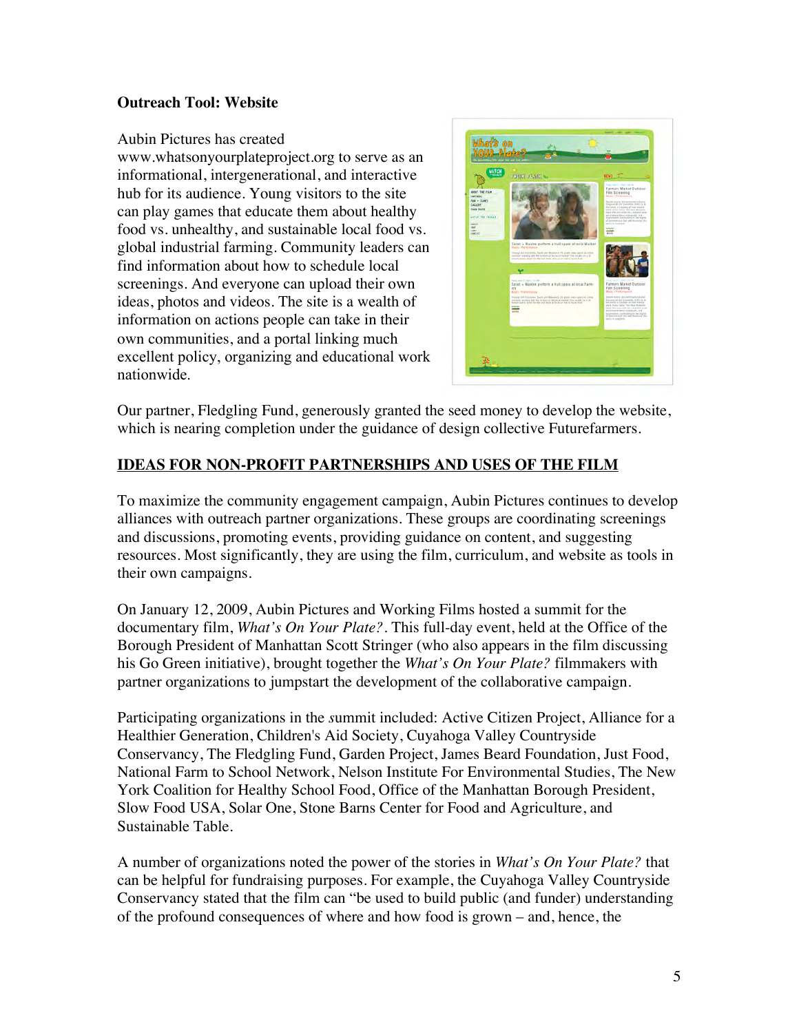**Outreach Tool: Website**

Aubin Pictures has created www.whatsonyourplateproject.org to serve as an informational, intergenerational, and interactive hub for its audience. Young visitors to the site can play games that educate them about healthy food vs. unhealthy, and sustainable local food vs. global industrial farming. Community leaders can find information about how to schedule local screenings. And everyone can upload their own ideas, photos and videos. The site is a wealth of information on actions people can take in their own communities, and a portal linking much excellent policy, organizing and educational work nationwide.

Our partner, Fledgling Fund, generously granted the seed money to develop the website, which is nearing completion under the guidance of design collective Futurefarmers.

## IDEAS FOR NON-PROFIT PARTNERSHIPS AND USES OF THE FILM

To maximize the community engagement campaign, Aubin Pictures continues to develop alliances with outreach partner organizations. These groups are coordinating screenings and discussions, promoting events, providing guidance on content, and suggesting resources. Most significantly, they are using the film, curriculum, and website as tools in their own campaigns.

On January 12, 2009, Aubin Pictures and Working Films hosted a summit for the documentary film, *What's On Your Plate?*. This full-day event, held at the Office of the Borough President of Manhattan Scott Stringer (who also appears in the film discussing his Go Green initiative), brought together the *What's On Your Plate?* filmmakers with partner organizations to jumpstart the development of the collaborative campaign.

Participating organizations in the *s*ummit included: Active Citizen Project, Alliance for a Healthier Generation, Children's Aid Society, Cuyahoga Valley Countryside Conservancy, The Fledgling Fund, Garden Project, James Beard Foundation, Just Food, National Farm to School Network, Nelson Institute For Environmental Studies, The New York Coalition for Healthy School Food, Office of the Manhattan Borough President, Slow Food USA, Solar One, Stone Barns Center for Food and Agriculture, and Sustainable Table.

A number of organizations noted the power of the stories in *What's On Your Plate?* that can be helpful for fundraising purposes. For example, the Cuyahoga Valley Countryside Conservancy stated that the film can "be used to build public (and funder) understanding of the profound consequences of where and how food is grown – and, hence, the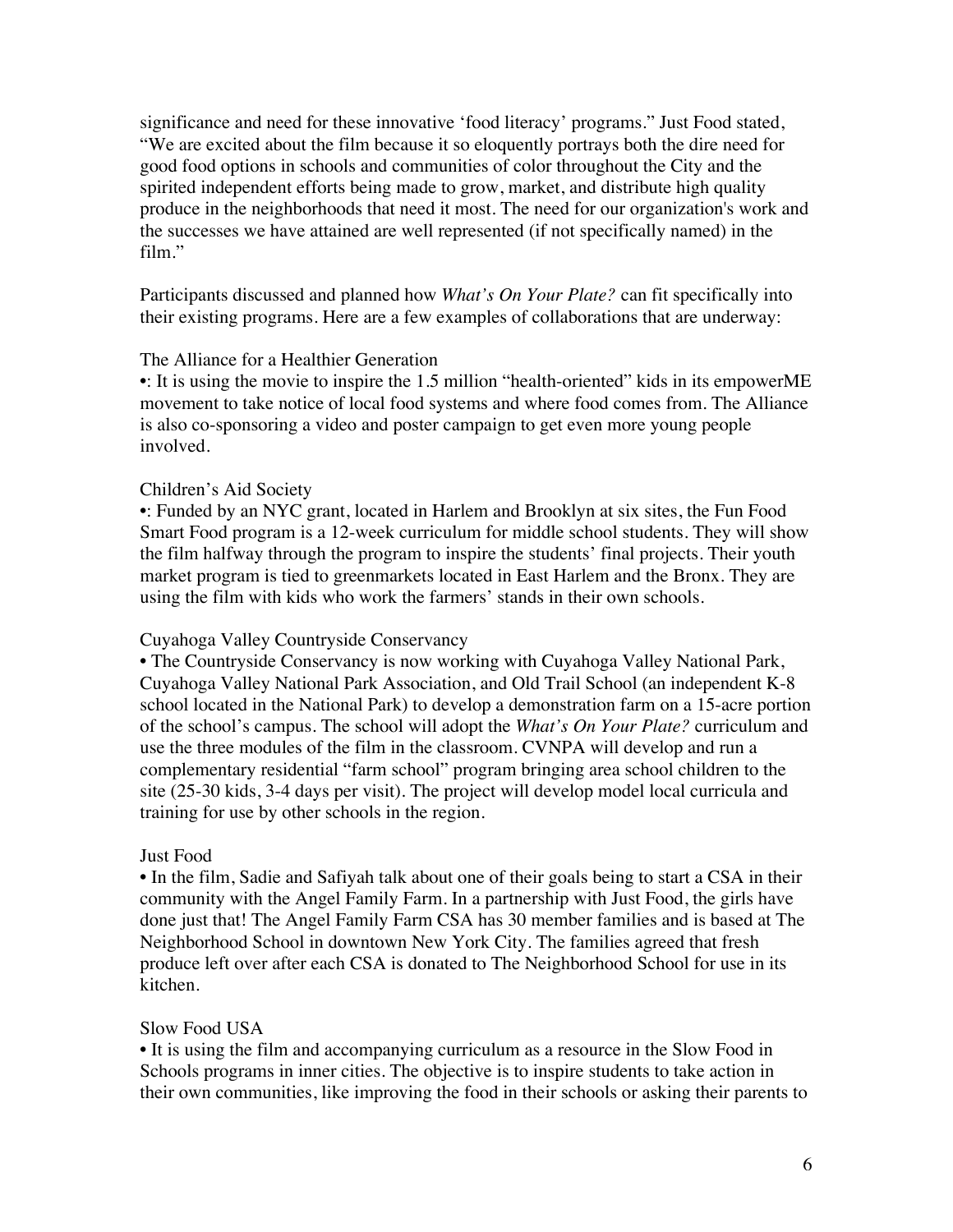significance and need for these innovative 'food literacy' programs." Just Food stated, "We are excited about the film because it so eloquently portrays both the dire need for good food options in schools and communities of color throughout the City and the spirited independent efforts being made to grow, market, and distribute high quality produce in the neighborhoods that need it most. The need for our organization's work and the successes we have attained are well represented (if not specifically named) in the film."

Participants discussed and planned how *What's On Your Plate?* can fit specifically into their existing programs. Here are a few examples of collaborations that are underway:

The Alliance for a Healthier Generation

•: It is using the movie to inspire the 1.5 million "health-oriented" kids in its empowerME movement to take notice of local food systems and where food comes from. The Alliance is also co-sponsoring a video and poster campaign to get even more young people involved.

Children's Aid Society

•: Funded by an NYC grant, located in Harlem and Brooklyn at six sites, the Fun Food Smart Food program is a 12-week curriculum for middle school students. They will show the film halfway through the program to inspire the students' final projects. Their youth market program is tied to greenmarkets located in East Harlem and the Bronx. They are using the film with kids who work the farmers' stands in their own schools.

Cuyahoga Valley Countryside Conservancy

• The Countryside Conservancy is now working with Cuyahoga Valley National Park, Cuyahoga Valley National Park Association, and Old Trail School (an independent K-8 school located in the National Park) to develop a demonstration farm on a 15-acre portion of the school's campus. The school will adopt the *What's On Your Plate?* curriculum and use the three modules of the film in the classroom. CVNPA will develop and run a complementary residential "farm school" program bringing area school children to the site (25-30 kids, 3-4 days per visit). The project will develop model local curricula and training for use by other schools in the region.

Just Food

• In the film, Sadie and Safiyah talk about one of their goals being to start a CSA in their community with the Angel Family Farm. In a partnership with Just Food, the girls have done just that! The Angel Family Farm CSA has 30 member families and is based at The Neighborhood School in downtown New York City. The families agreed that fresh produce left over after each CSA is donated to The Neighborhood School for use in its kitchen.

Slow Food USA

• It is using the film and accompanying curriculum as a resource in the Slow Food in Schools programs in inner cities. The objective is to inspire students to take action in their own communities, like improving the food in their schools or asking their parents to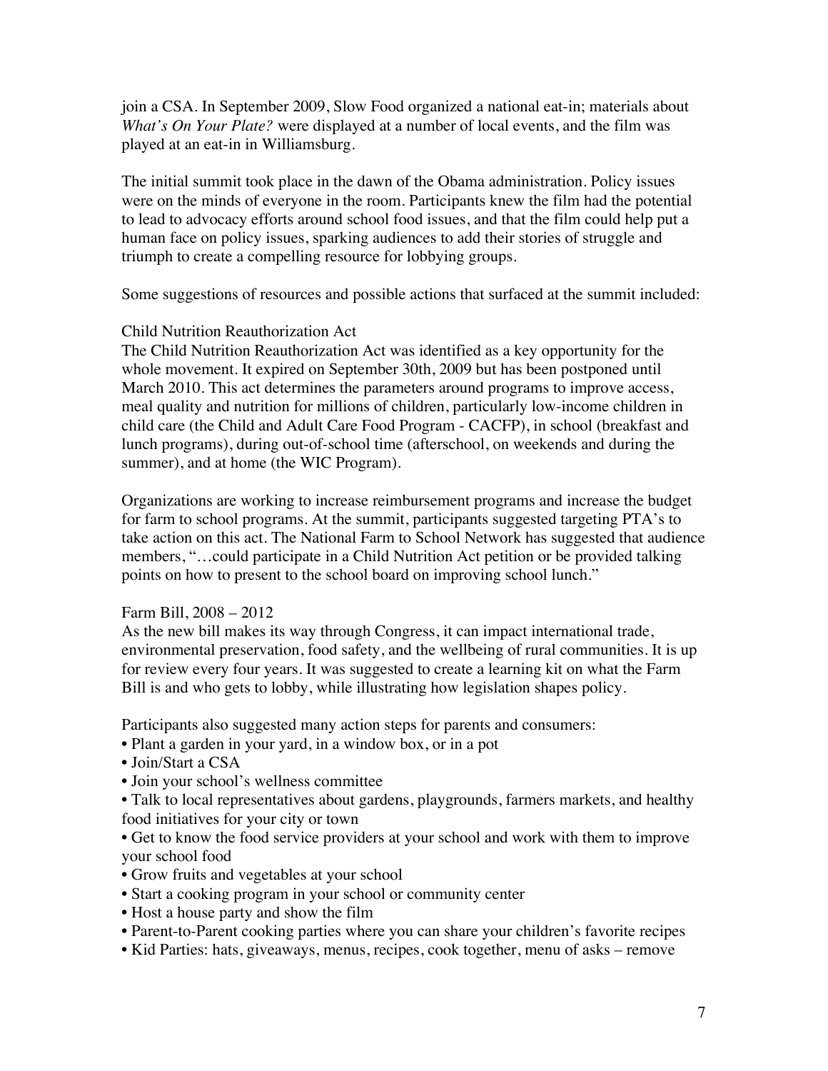join a CSA. In September 2009, Slow Food organized a national eat-in; materials about *What's On Your Plate?* were displayed at a number of local events, and the film was played at an eat-in in Williamsburg.

The initial summit took place in the dawn of the Obama administration. Policy issues were on the minds of everyone in the room. Participants knew the film had the potential to lead to advocacy efforts around school food issues, and that the film could help put a human face on policy issues, sparking audiences to add their stories of struggle and triumph to create a compelling resource for lobbying groups.

Some suggestions of resources and possible actions that surfaced at the summit included:

Child Nutrition Reauthorization Act

The Child Nutrition Reauthorization Act was identified as a key opportunity for the whole movement. It expired on September 30th, 2009 but has been postponed until March 2010. This act determines the parameters around programs to improve access, meal quality and nutrition for millions of children, particularly low-income children in child care (the Child and Adult Care Food Program - CACFP), in school (breakfast and lunch programs), during out-of-school time (afterschool, on weekends and during the summer), and at home (the WIC Program).

Organizations are working to increase reimbursement programs and increase the budget for farm to school programs. At the summit, participants suggested targeting PTA's to take action on this act. The National Farm to School Network has suggested that audience members, "…could participate in a Child Nutrition Act petition or be provided talking points on how to present to the school board on improving school lunch."

Farm Bill, 2008 – 2012

As the new bill makes its way through Congress, it can impact international trade, environmental preservation, food safety, and the wellbeing of rural communities. It is up for review every four years. It was suggested to create a learning kit on what the Farm Bill is and who gets to lobby, while illustrating how legislation shapes policy.

Participants also suggested many action steps for parents and consumers:

- Plant a garden in your yard, in a window box, or in a pot
- Join/Start a CSA
- Join your school's wellness committee
- Talk to local representatives about gardens, playgrounds, farmers markets, and healthy food initiatives for your city or town
- Get to know the food service providers at your school and work with them to improve your school food
- Grow fruits and vegetables at your school
- Start a cooking program in your school or community center
- Host a house party and show the film
- Parent-to-Parent cooking parties where you can share your children's favorite recipes
- Kid Parties: hats, giveaways, menus, recipes, cook together, menu of asks – remove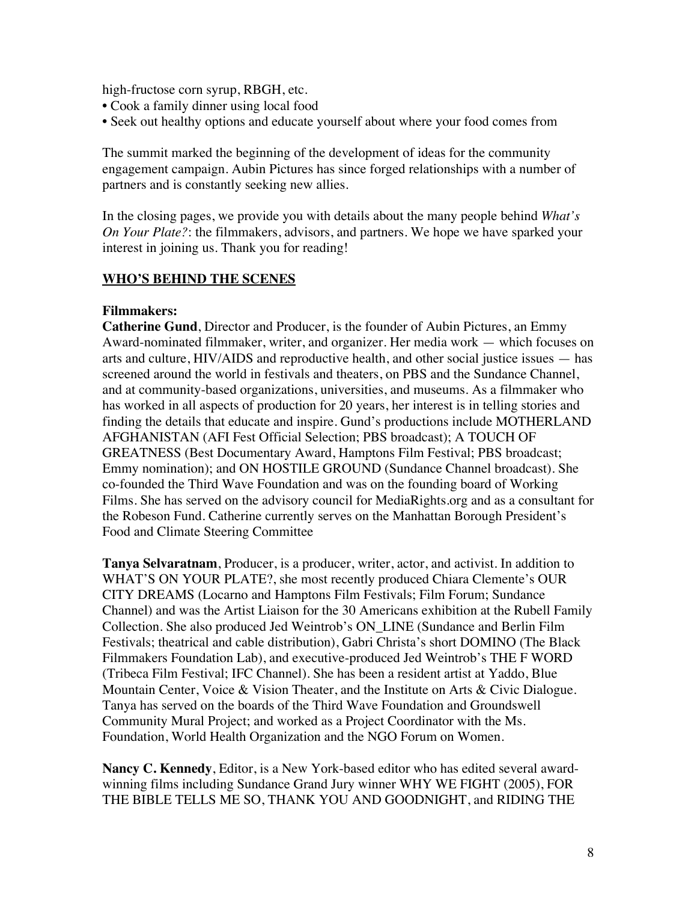high-fructose corn syrup, RBGH, etc.

- Cook a family dinner using local food
- Seek out healthy options and educate yourself about where your food comes from

The summit marked the beginning of the development of ideas for the community engagement campaign. Aubin Pictures has since forged relationships with a number of partners and is constantly seeking new allies.

In the closing pages, we provide you with details about the many people behind *What's On Your Plate?*: the filmmakers, advisors, and partners. We hope we have sparked your interest in joining us. Thank you for reading!

## WHO'S BEHIND THE SCENES

**Filmmakers:**

**Catherine Gund**, Director and Producer, is the founder of Aubin Pictures, an Emmy Award-nominated filmmaker, writer, and organizer. Her media work — which focuses on arts and culture, HIV/AIDS and reproductive health, and other social justice issues — has screened around the world in festivals and theaters, on PBS and the Sundance Channel, and at community-based organizations, universities, and museums. As a filmmaker who has worked in all aspects of production for 20 years, her interest is in telling stories and finding the details that educate and inspire. Gund's productions include MOTHERLAND AFGHANISTAN (AFI Fest Official Selection; PBS broadcast); A TOUCH OF GREATNESS (Best Documentary Award, Hamptons Film Festival; PBS broadcast; Emmy nomination); and ON HOSTILE GROUND (Sundance Channel broadcast). She co-founded the Third Wave Foundation and was on the founding board of Working Films. She has served on the advisory council for MediaRights.org and as a consultant for the Robeson Fund. Catherine currently serves on the Manhattan Borough President's Food and Climate Steering Committee

**Tanya Selvaratnam**, Producer, is a producer, writer, actor, and activist. In addition to WHAT'S ON YOUR PLATE?, she most recently produced Chiara Clemente's OUR CITY DREAMS (Locarno and Hamptons Film Festivals; Film Forum; Sundance Channel) and was the Artist Liaison for the 30 Americans exhibition at the Rubell Family Collection. She also produced Jed Weintrob's ON_LINE (Sundance and Berlin Film Festivals; theatrical and cable distribution), Gabri Christa's short DOMINO (The Black Filmmakers Foundation Lab), and executive-produced Jed Weintrob's THE F WORD (Tribeca Film Festival; IFC Channel). She has been a resident artist at Yaddo, Blue Mountain Center, Voice & Vision Theater, and the Institute on Arts & Civic Dialogue. Tanya has served on the boards of the Third Wave Foundation and Groundswell Community Mural Project; and worked as a Project Coordinator with the Ms. Foundation, World Health Organization and the NGO Forum on Women.

**Nancy C. Kennedy**, Editor, is a New York-based editor who has edited several award-winning films including Sundance Grand Jury winner WHY WE FIGHT (2005), FOR THE BIBLE TELLS ME SO, THANK YOU AND GOODNIGHT, and RIDING THE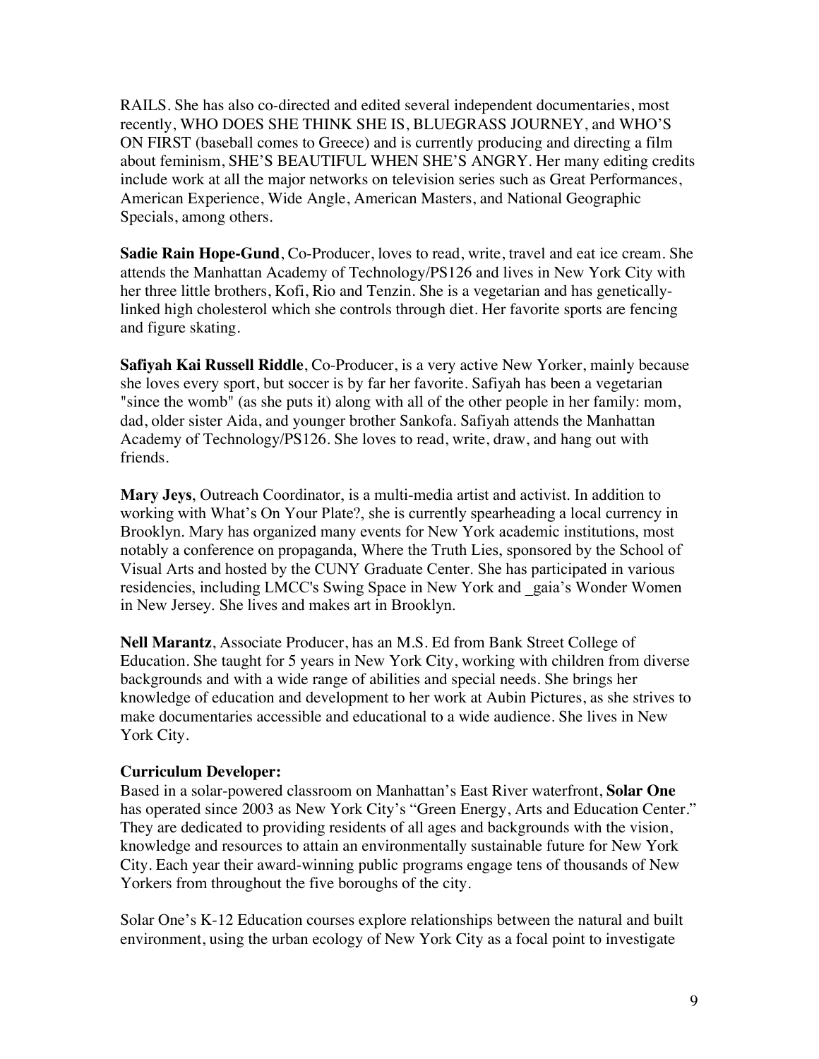RAILS. She has also co-directed and edited several independent documentaries, most recently, WHO DOES SHE THINK SHE IS, BLUEGRASS JOURNEY, and WHO'S ON FIRST (baseball comes to Greece) and is currently producing and directing a film about feminism, SHE'S BEAUTIFUL WHEN SHE'S ANGRY. Her many editing credits include work at all the major networks on television series such as Great Performances, American Experience, Wide Angle, American Masters, and National Geographic Specials, among others.

**Sadie Rain Hope-Gund**, Co-Producer, loves to read, write, travel and eat ice cream. She attends the Manhattan Academy of Technology/PS126 and lives in New York City with her three little brothers, Kofi, Rio and Tenzin. She is a vegetarian and has genetically-linked high cholesterol which she controls through diet. Her favorite sports are fencing and figure skating.

**Safiyah Kai Russell Riddle**, Co-Producer, is a very active New Yorker, mainly because she loves every sport, but soccer is by far her favorite. Safiyah has been a vegetarian "since the womb" (as she puts it) along with all of the other people in her family: mom, dad, older sister Aida, and younger brother Sankofa. Safiyah attends the Manhattan Academy of Technology/PS126. She loves to read, write, draw, and hang out with friends.

**Mary Jeys**, Outreach Coordinator, is a multi-media artist and activist. In addition to working with What's On Your Plate?, she is currently spearheading a local currency in Brooklyn. Mary has organized many events for New York academic institutions, most notably a conference on propaganda, Where the Truth Lies, sponsored by the School of Visual Arts and hosted by the CUNY Graduate Center. She has participated in various residencies, including LMCC's Swing Space in New York and _gaia's Wonder Women in New Jersey. She lives and makes art in Brooklyn.

**Nell Marantz**, Associate Producer, has an M.S. Ed from Bank Street College of Education. She taught for 5 years in New York City, working with children from diverse backgrounds and with a wide range of abilities and special needs. She brings her knowledge of education and development to her work at Aubin Pictures, as she strives to make documentaries accessible and educational to a wide audience. She lives in New York City.

**Curriculum Developer:**

Based in a solar-powered classroom on Manhattan's East River waterfront, **Solar One** has operated since 2003 as New York City's "Green Energy, Arts and Education Center." They are dedicated to providing residents of all ages and backgrounds with the vision, knowledge and resources to attain an environmentally sustainable future for New York City. Each year their award-winning public programs engage tens of thousands of New Yorkers from throughout the five boroughs of the city.

Solar One's K-12 Education courses explore relationships between the natural and built environment, using the urban ecology of New York City as a focal point to investigate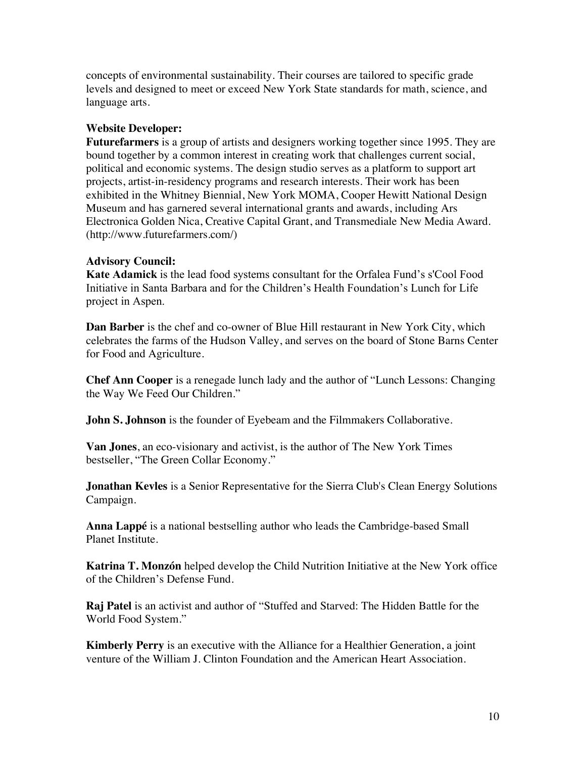concepts of environmental sustainability. Their courses are tailored to specific grade levels and designed to meet or exceed New York State standards for math, science, and language arts.

**Website Developer:**
**Futurefarmers** is a group of artists and designers working together since 1995. They are bound together by a common interest in creating work that challenges current social, political and economic systems. The design studio serves as a platform to support art projects, artist-in-residency programs and research interests. Their work has been exhibited in the Whitney Biennial, New York MOMA, Cooper Hewitt National Design Museum and has garnered several international grants and awards, including Ars Electronica Golden Nica, Creative Capital Grant, and Transmediale New Media Award. (http://www.futurefarmers.com/)

**Advisory Council:**
**Kate Adamick** is the lead food systems consultant for the Orfalea Fund's s'Cool Food Initiative in Santa Barbara and for the Children's Health Foundation's Lunch for Life project in Aspen.

**Dan Barber** is the chef and co-owner of Blue Hill restaurant in New York City, which celebrates the farms of the Hudson Valley, and serves on the board of Stone Barns Center for Food and Agriculture.

**Chef Ann Cooper** is a renegade lunch lady and the author of "Lunch Lessons: Changing the Way We Feed Our Children."

**John S. Johnson** is the founder of Eyebeam and the Filmmakers Collaborative.

**Van Jones**, an eco-visionary and activist, is the author of The New York Times bestseller, "The Green Collar Economy."

**Jonathan Kevles** is a Senior Representative for the Sierra Club's Clean Energy Solutions Campaign.

**Anna Lappé** is a national bestselling author who leads the Cambridge-based Small Planet Institute.

**Katrina T. Monzón** helped develop the Child Nutrition Initiative at the New York office of the Children's Defense Fund.

**Raj Patel** is an activist and author of "Stuffed and Starved: The Hidden Battle for the World Food System."

**Kimberly Perry** is an executive with the Alliance for a Healthier Generation, a joint venture of the William J. Clinton Foundation and the American Heart Association.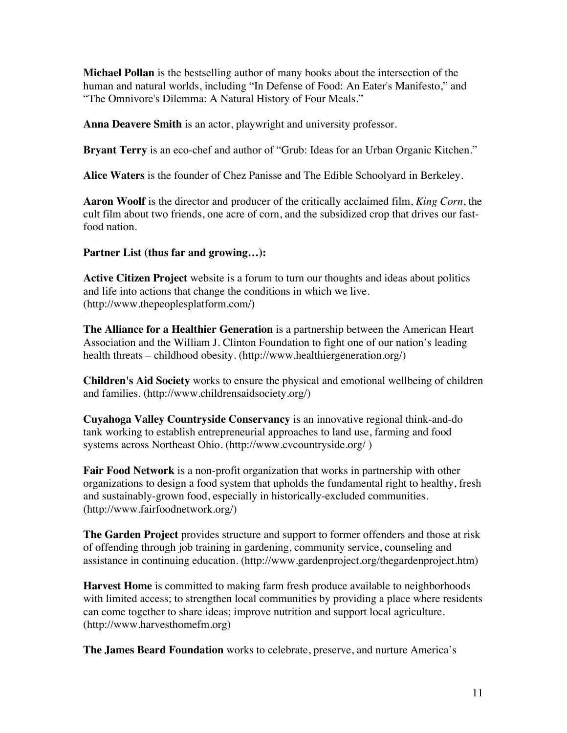**Michael Pollan** is the bestselling author of many books about the intersection of the human and natural worlds, including "In Defense of Food: An Eater's Manifesto," and "The Omnivore's Dilemma: A Natural History of Four Meals."

**Anna Deavere Smith** is an actor, playwright and university professor.

**Bryant Terry** is an eco-chef and author of "Grub: Ideas for an Urban Organic Kitchen."

**Alice Waters** is the founder of Chez Panisse and The Edible Schoolyard in Berkeley.

**Aaron Woolf** is the director and producer of the critically acclaimed film, *King Corn*, the cult film about two friends, one acre of corn, and the subsidized crop that drives our fast-food nation.

**Partner List (thus far and growing…):**

**Active Citizen Project** website is a forum to turn our thoughts and ideas about politics and life into actions that change the conditions in which we live. (http://www.thepeoplesplatform.com/)

**The Alliance for a Healthier Generation** is a partnership between the American Heart Association and the William J. Clinton Foundation to fight one of our nation's leading health threats – childhood obesity. (http://www.healthiergeneration.org/)

**Children's Aid Society** works to ensure the physical and emotional wellbeing of children and families. (http://www.childrensaidsociety.org/)

**Cuyahoga Valley Countryside Conservancy** is an innovative regional think-and-do tank working to establish entrepreneurial approaches to land use, farming and food systems across Northeast Ohio. (http://www.cvcountryside.org/ )

**Fair Food Network** is a non-profit organization that works in partnership with other organizations to design a food system that upholds the fundamental right to healthy, fresh and sustainably-grown food, especially in historically-excluded communities. (http://www.fairfoodnetwork.org/)

**The Garden Project** provides structure and support to former offenders and those at risk of offending through job training in gardening, community service, counseling and assistance in continuing education. (http://www.gardenproject.org/thegardenproject.htm)

**Harvest Home** is committed to making farm fresh produce available to neighborhoods with limited access; to strengthen local communities by providing a place where residents can come together to share ideas; improve nutrition and support local agriculture. (http://www.harvesthomefm.org)

**The James Beard Foundation** works to celebrate, preserve, and nurture America's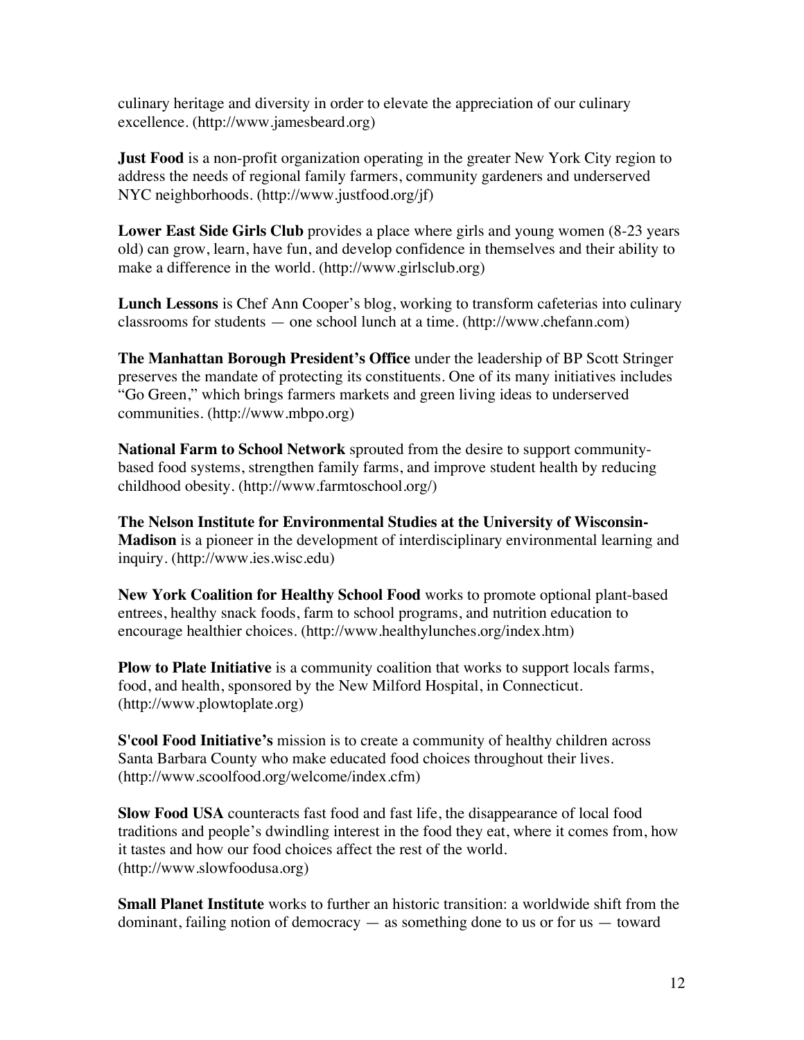culinary heritage and diversity in order to elevate the appreciation of our culinary excellence. (http://www.jamesbeard.org)

**Just Food** is a non-profit organization operating in the greater New York City region to address the needs of regional family farmers, community gardeners and underserved NYC neighborhoods. (http://www.justfood.org/jf)

**Lower East Side Girls Club** provides a place where girls and young women (8-23 years old) can grow, learn, have fun, and develop confidence in themselves and their ability to make a difference in the world. (http://www.girlsclub.org)

**Lunch Lessons** is Chef Ann Cooper's blog, working to transform cafeterias into culinary classrooms for students — one school lunch at a time. (http://www.chefann.com)

**The Manhattan Borough President's Office** under the leadership of BP Scott Stringer preserves the mandate of protecting its constituents. One of its many initiatives includes "Go Green," which brings farmers markets and green living ideas to underserved communities. (http://www.mbpo.org)

**National Farm to School Network** sprouted from the desire to support community-based food systems, strengthen family farms, and improve student health by reducing childhood obesity. (http://www.farmtoschool.org/)

**The Nelson Institute for Environmental Studies at the University of Wisconsin-Madison** is a pioneer in the development of interdisciplinary environmental learning and inquiry. (http://www.ies.wisc.edu)

**New York Coalition for Healthy School Food** works to promote optional plant-based entrees, healthy snack foods, farm to school programs, and nutrition education to encourage healthier choices. (http://www.healthylunches.org/index.htm)

**Plow to Plate Initiative** is a community coalition that works to support locals farms, food, and health, sponsored by the New Milford Hospital, in Connecticut. (http://www.plowtoplate.org)

**S'cool Food Initiative's** mission is to create a community of healthy children across Santa Barbara County who make educated food choices throughout their lives. (http://www.scoolfood.org/welcome/index.cfm)

**Slow Food USA** counteracts fast food and fast life, the disappearance of local food traditions and people's dwindling interest in the food they eat, where it comes from, how it tastes and how our food choices affect the rest of the world. (http://www.slowfoodusa.org)

**Small Planet Institute** works to further an historic transition: a worldwide shift from the dominant, failing notion of democracy — as something done to us or for us — toward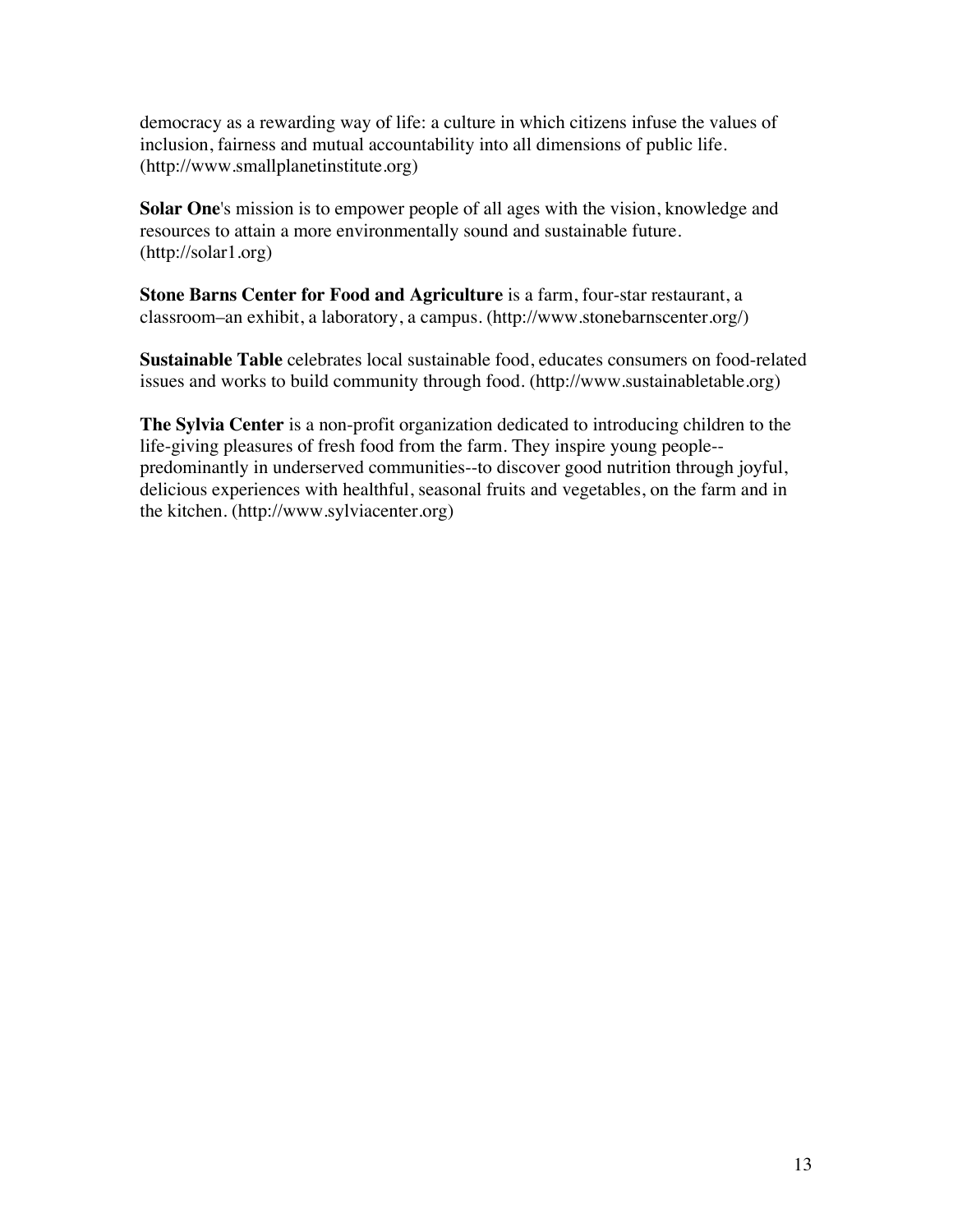democracy as a rewarding way of life: a culture in which citizens infuse the values of inclusion, fairness and mutual accountability into all dimensions of public life. (http://www.smallplanetinstitute.org)

**Solar One**'s mission is to empower people of all ages with the vision, knowledge and resources to attain a more environmentally sound and sustainable future. (http://solar1.org)

**Stone Barns Center for Food and Agriculture** is a farm, four-star restaurant, a classroom–an exhibit, a laboratory, a campus. (http://www.stonebarnscenter.org/)

**Sustainable Table** celebrates local sustainable food, educates consumers on food-related issues and works to build community through food. (http://www.sustainabletable.org)

**The Sylvia Center** is a non-profit organization dedicated to introducing children to the life-giving pleasures of fresh food from the farm. They inspire young people--predominantly in underserved communities--to discover good nutrition through joyful, delicious experiences with healthful, seasonal fruits and vegetables, on the farm and in the kitchen. (http://www.sylviacenter.org)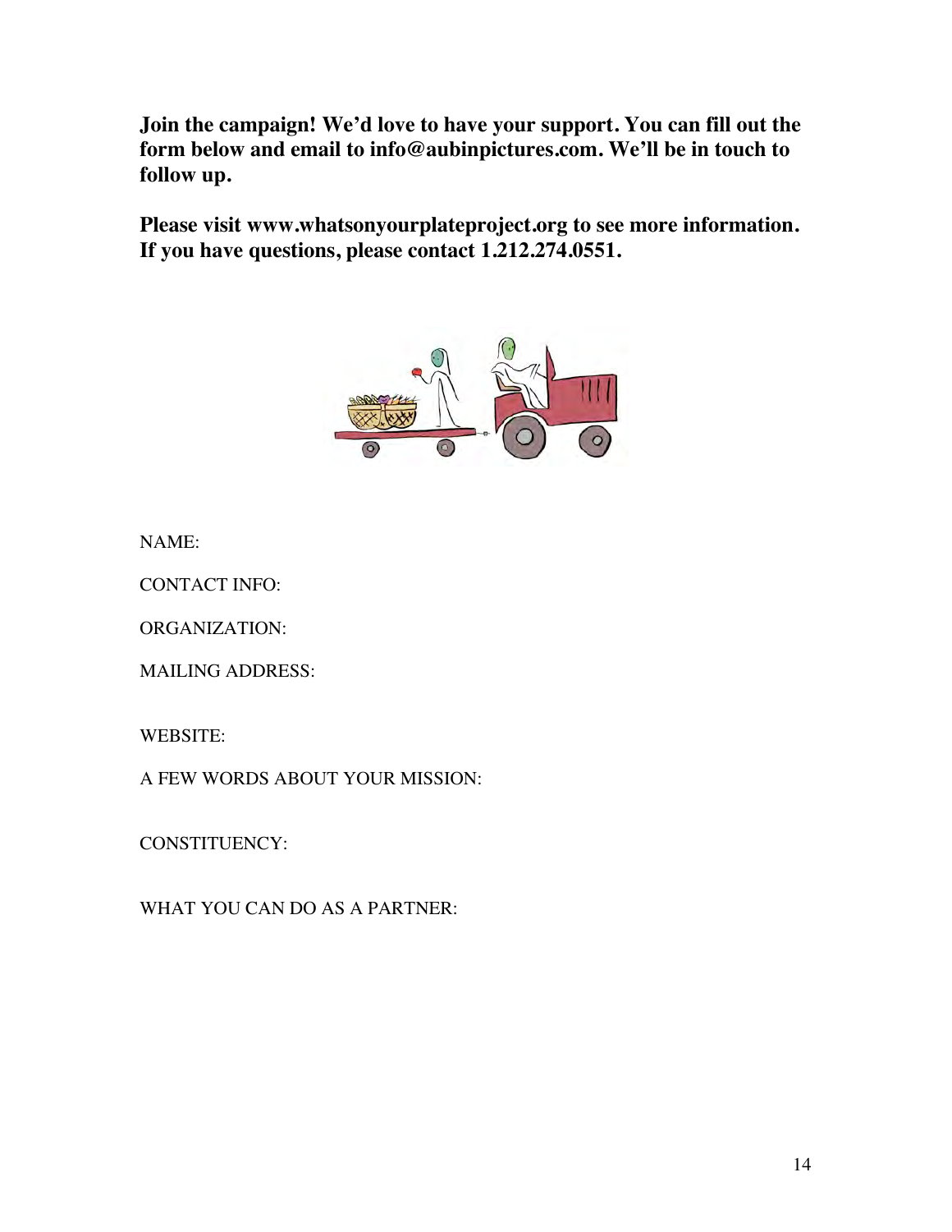**Join the campaign! We'd love to have your support. You can fill out the form below and email to info@aubinpictures.com. We'll be in touch to follow up.**

**Please visit www.whatsonyourplateproject.org to see more information. If you have questions, please contact 1.212.274.0551.**

NAME:

CONTACT INFO:

ORGANIZATION:

MAILING ADDRESS:

WEBSITE:

A FEW WORDS ABOUT YOUR MISSION:

CONSTITUENCY:

WHAT YOU CAN DO AS A PARTNER: